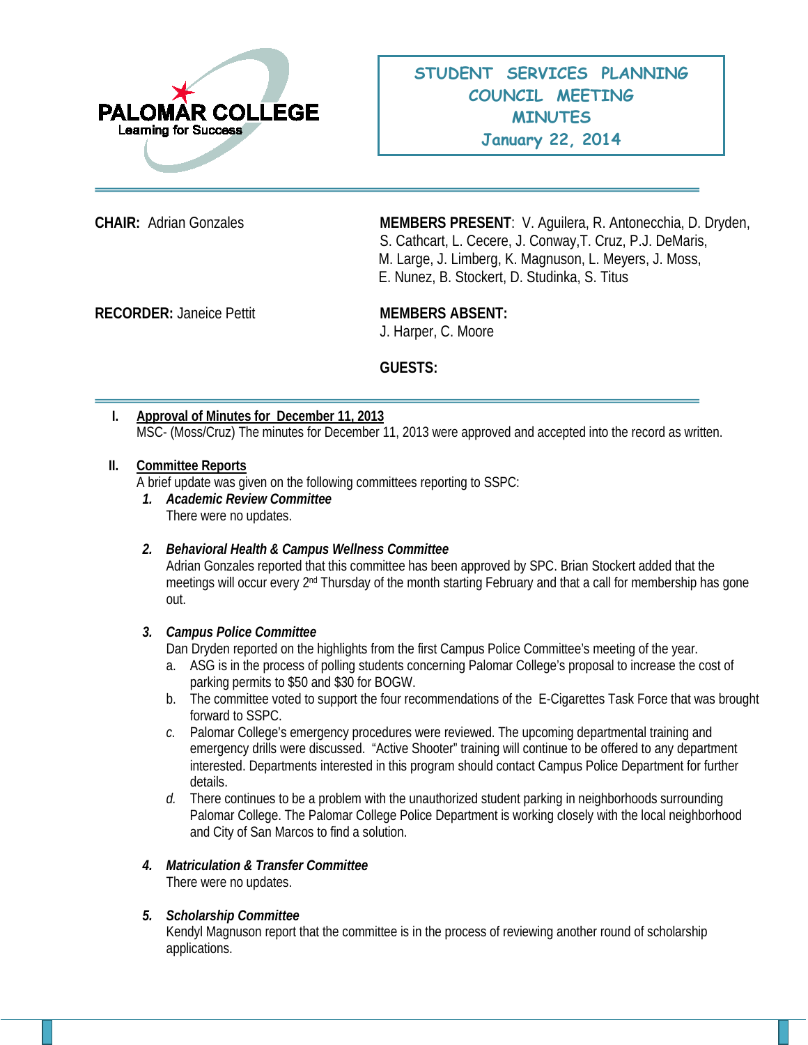PALOMAR COLLEGE
Learning for Success

# STUDENT SERVICES PLANNING COUNCIL MEETING MINUTES
**January 22, 2014**

**CHAIR:** Adrian Gonzales

**MEMBERS PRESENT**: V. Aguilera, R. Antonecchia, D. Dryden, S. Cathcart, L. Cecere, J. Conway,T. Cruz, P.J. DeMaris, M. Large, J. Limberg, K. Magnuson, L. Meyers, J. Moss, E. Nunez, B. Stockert, D. Studinka, S. Titus

**RECORDER:** Janeice Pettit

**MEMBERS ABSENT:**
J. Harper, C. Moore

**GUESTS:**

## I. Approval of Minutes for December 11, 2013

MSC- (Moss/Cruz) The minutes for December 11, 2013 were approved and accepted into the record as written.

## II. Committee Reports

A brief update was given on the following committees reporting to SSPC:

1. ***Academic Review Committee***
   There were no updates.

2. ***Behavioral Health & Campus Wellness Committee***
   Adrian Gonzales reported that this committee has been approved by SPC. Brian Stockert added that the meetings will occur every 2nd Thursday of the month starting February and that a call for membership has gone out.

3. ***Campus Police Committee***
   Dan Dryden reported on the highlights from the first Campus Police Committee's meeting of the year.
   a. ASG is in the process of polling students concerning Palomar College's proposal to increase the cost of parking permits to $50 and $30 for BOGW.
   b. The committee voted to support the four recommendations of the E-Cigarettes Task Force that was brought forward to SSPC.
   c. Palomar College's emergency procedures were reviewed. The upcoming departmental training and emergency drills were discussed. "Active Shooter" training will continue to be offered to any department interested. Departments interested in this program should contact Campus Police Department for further details.
   d. There continues to be a problem with the unauthorized student parking in neighborhoods surrounding Palomar College. The Palomar College Police Department is working closely with the local neighborhood and City of San Marcos to find a solution.

4. ***Matriculation & Transfer Committee***
   There were no updates.

5. ***Scholarship Committee***
   Kendyl Magnuson report that the committee is in the process of reviewing another round of scholarship applications.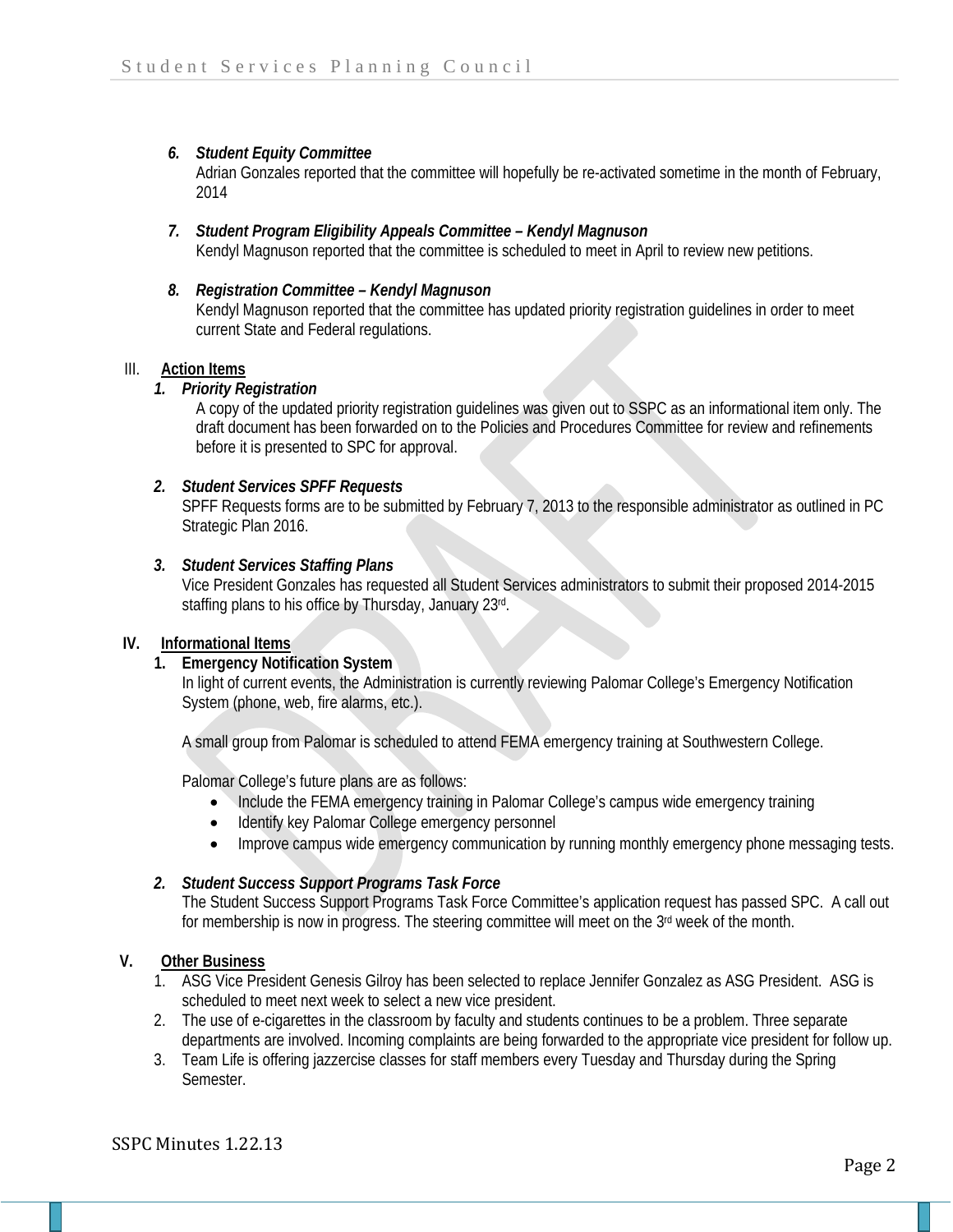6. ***Student Equity Committee***
   Adrian Gonzales reported that the committee will hopefully be re-activated sometime in the month of February, 2014

7. ***Student Program Eligibility Appeals Committee – Kendyl Magnuson***
   Kendyl Magnuson reported that the committee is scheduled to meet in April to review new petitions.

8. ***Registration Committee – Kendyl Magnuson***
   Kendyl Magnuson reported that the committee has updated priority registration guidelines in order to meet current State and Federal regulations.

## III. Action Items

1. ***Priority Registration***
   A copy of the updated priority registration guidelines was given out to SSPC as an informational item only. The draft document has been forwarded on to the Policies and Procedures Committee for review and refinements before it is presented to SPC for approval.

2. ***Student Services SPFF Requests***
   SPFF Requests forms are to be submitted by February 7, 2013 to the responsible administrator as outlined in PC Strategic Plan 2016.

3. ***Student Services Staffing Plans***
   Vice President Gonzales has requested all Student Services administrators to submit their proposed 2014-2015 staffing plans to his office by Thursday, January 23rd.

## IV. Informational Items

1. **Emergency Notification System**
   In light of current events, the Administration is currently reviewing Palomar College's Emergency Notification System (phone, web, fire alarms, etc.).

   A small group from Palomar is scheduled to attend FEMA emergency training at Southwestern College.

   Palomar College's future plans are as follows:
   - Include the FEMA emergency training in Palomar College's campus wide emergency training
   - Identify key Palomar College emergency personnel
   - Improve campus wide emergency communication by running monthly emergency phone messaging tests.

2. ***Student Success Support Programs Task Force***
   The Student Success Support Programs Task Force Committee's application request has passed SPC. A call out for membership is now in progress. The steering committee will meet on the 3rd week of the month.

## V. Other Business

1. ASG Vice President Genesis Gilroy has been selected to replace Jennifer Gonzalez as ASG President. ASG is scheduled to meet next week to select a new vice president.
2. The use of e-cigarettes in the classroom by faculty and students continues to be a problem. Three separate departments are involved. Incoming complaints are being forwarded to the appropriate vice president for follow up.
3. Team Life is offering jazzercise classes for staff members every Tuesday and Thursday during the Spring Semester.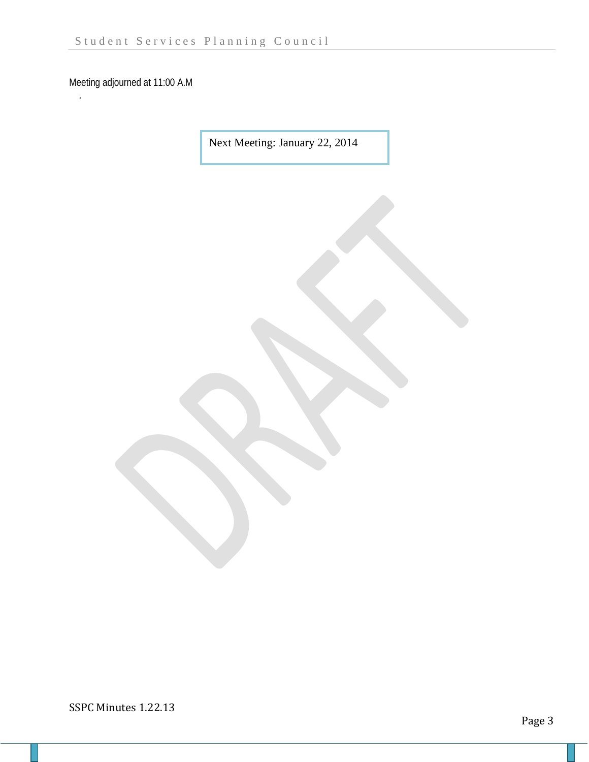Meeting adjourned at 11:00 A.M

.

Next Meeting: January 22, 2014